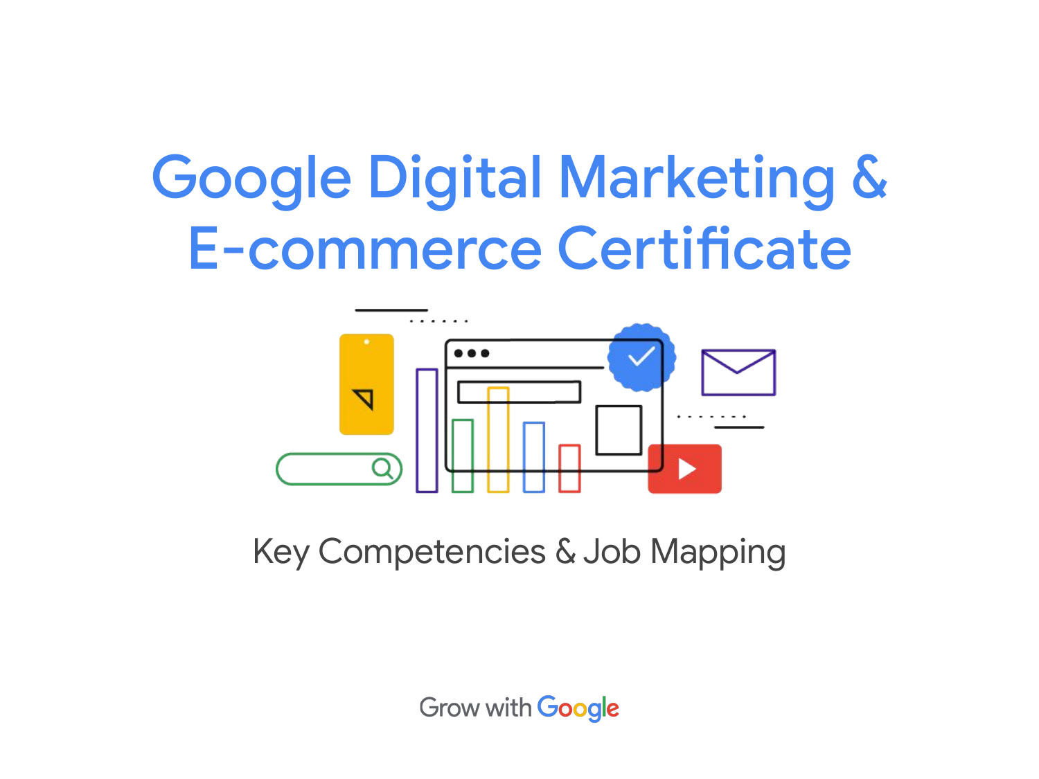# Google Digital Marketing & E-commerce Certificate

Key Competencies & Job Mapping

Grow with Google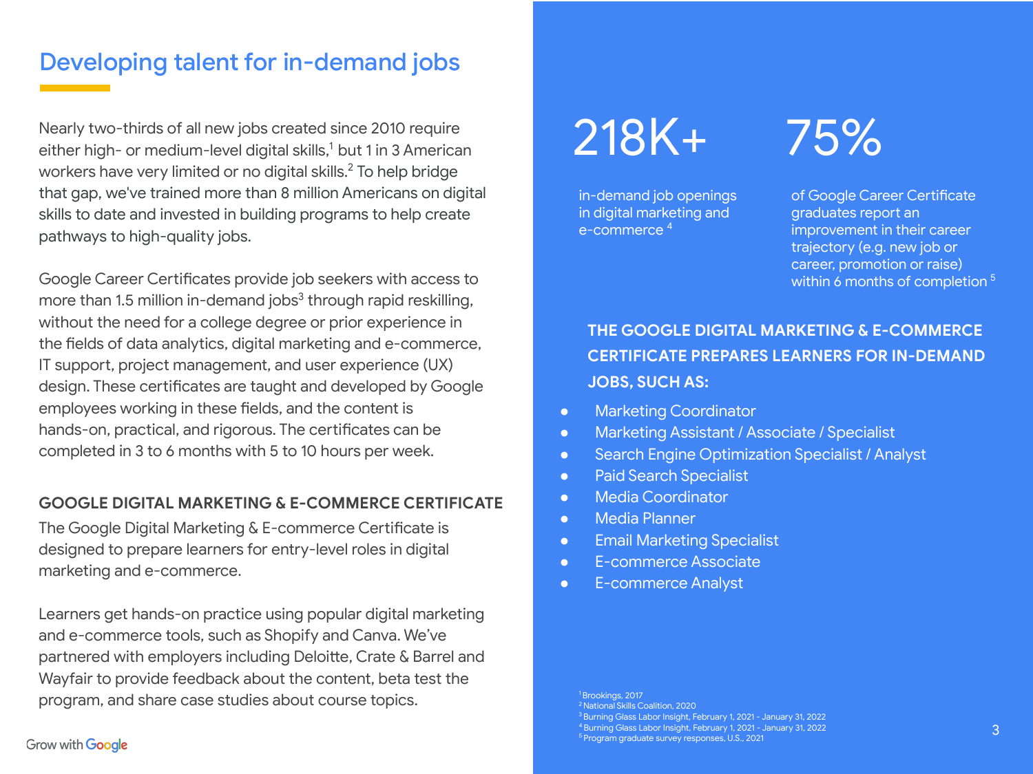## Developing talent for in-demand jobs

Nearly two-thirds of all new jobs created since 2010 require either high- or medium-level digital skills,[1] but 1 in 3 American workers have very limited or no digital skills.[2] To help bridge that gap, we've trained more than 8 million Americans on digital skills to date and invested in building programs to help create pathways to high-quality jobs.

Google Career Certificates provide job seekers with access to more than 1.5 million in-demand jobs[3] through rapid reskilling, without the need for a college degree or prior experience in the fields of data analytics, digital marketing and e-commerce, IT support, project management, and user experience (UX) design. These certificates are taught and developed by Google employees working in these fields, and the content is hands-on, practical, and rigorous. The certificates can be completed in 3 to 6 months with 5 to 10 hours per week.

### GOOGLE DIGITAL MARKETING & E-COMMERCE CERTIFICATE

The Google Digital Marketing & E-commerce Certificate is designed to prepare learners for entry-level roles in digital marketing and e-commerce.

Learners get hands-on practice using popular digital marketing and e-commerce tools, such as Shopify and Canva. We've partnered with employers including Deloitte, Crate & Barrel and Wayfair to provide feedback about the content, beta test the program, and share case studies about course topics.

**218K+**

in-demand job openings in digital marketing and e-commerce [4]

**75%**

of Google Career Certificate graduates report an improvement in their career trajectory (e.g. new job or career, promotion or raise) within 6 months of completion [5]

**THE GOOGLE DIGITAL MARKETING & E-COMMERCE CERTIFICATE PREPARES LEARNERS FOR IN-DEMAND JOBS, SUCH AS:**

- Marketing Coordinator
- Marketing Assistant / Associate / Specialist
- Search Engine Optimization Specialist / Analyst
- Paid Search Specialist
- Media Coordinator
- Media Planner
- Email Marketing Specialist
- E-commerce Associate
- E-commerce Analyst

[1] Brookings, 2017
[2] National Skills Coalition, 2020
[3] Burning Glass Labor Insight, February 1, 2021 - January 31, 2022
[4] Burning Glass Labor Insight, February 1, 2021 - January 31, 2022
[5] Program graduate survey responses, U.S., 2021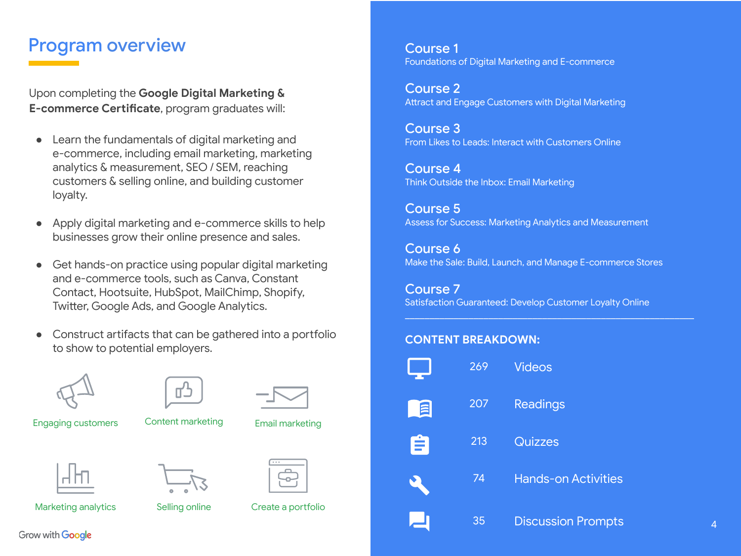## Program overview

Upon completing the **Google Digital Marketing & E-commerce Certificate**, program graduates will:

- Learn the fundamentals of digital marketing and e-commerce, including email marketing, marketing analytics & measurement, SEO / SEM, reaching customers & selling online, and building customer loyalty.
- Apply digital marketing and e-commerce skills to help businesses grow their online presence and sales.
- Get hands-on practice using popular digital marketing and e-commerce tools, such as Canva, Constant Contact, Hootsuite, HubSpot, MailChimp, Shopify, Twitter, Google Ads, and Google Analytics.
- Construct artifacts that can be gathered into a portfolio to show to potential employers.

Engaging customers | Content marketing | Email marketing

Marketing analytics | Selling online | Create a portfolio

Grow with Google

**Course 1**
Foundations of Digital Marketing and E-commerce

**Course 2**
Attract and Engage Customers with Digital Marketing

**Course 3**
From Likes to Leads: Interact with Customers Online

**Course 4**
Think Outside the Inbox: Email Marketing

**Course 5**
Assess for Success: Marketing Analytics and Measurement

**Course 6**
Make the Sale: Build, Launch, and Manage E-commerce Stores

**Course 7**
Satisfaction Guaranteed: Develop Customer Loyalty Online

---

**CONTENT BREAKDOWN:**

| Count | Content |
|---|---|
| 269 | Videos |
| 207 | Readings |
| 213 | Quizzes |
| 74 | Hands-on Activities |
| 35 | Discussion Prompts |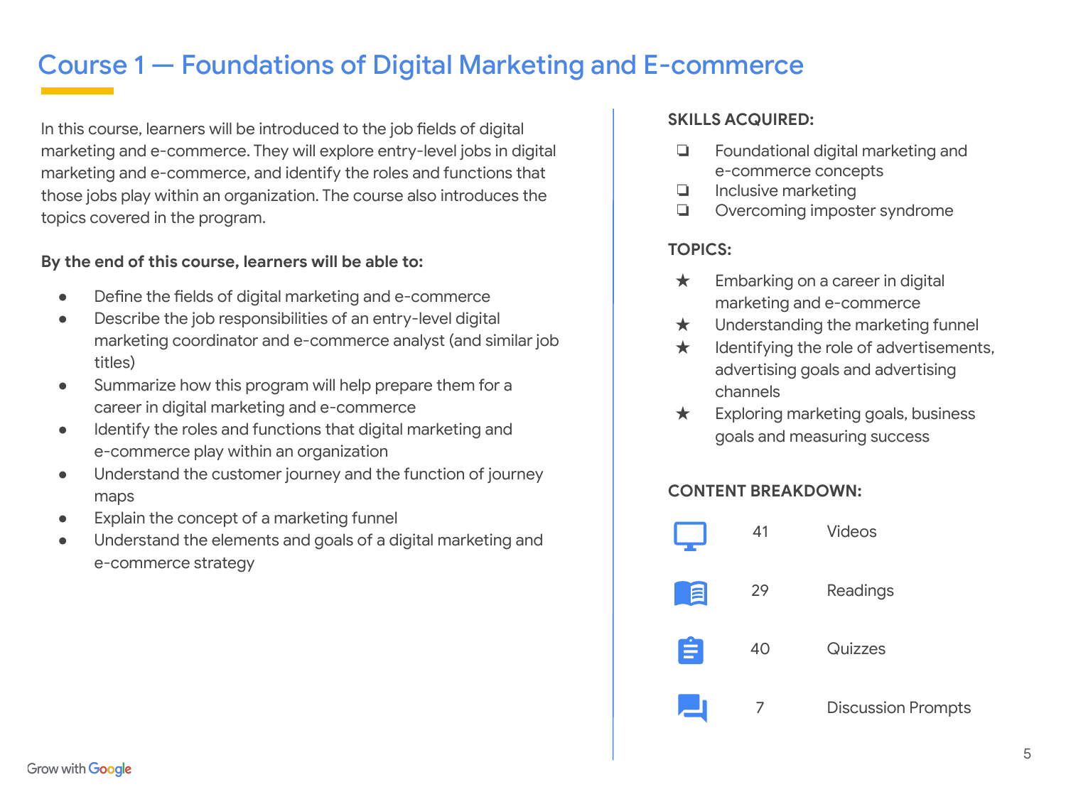# Course 1 — Foundations of Digital Marketing and E-commerce

In this course, learners will be introduced to the job fields of digital marketing and e-commerce. They will explore entry-level jobs in digital marketing and e-commerce, and identify the roles and functions that those jobs play within an organization. The course also introduces the topics covered in the program.

**By the end of this course, learners will be able to:**

- Define the fields of digital marketing and e-commerce
- Describe the job responsibilities of an entry-level digital marketing coordinator and e-commerce analyst (and similar job titles)
- Summarize how this program will help prepare them for a career in digital marketing and e-commerce
- Identify the roles and functions that digital marketing and e-commerce play within an organization
- Understand the customer journey and the function of journey maps
- Explain the concept of a marketing funnel
- Understand the elements and goals of a digital marketing and e-commerce strategy

**SKILLS ACQUIRED:**

- ❏ Foundational digital marketing and e-commerce concepts
- ❏ Inclusive marketing
- ❏ Overcoming imposter syndrome

**TOPICS:**

- ★ Embarking on a career in digital marketing and e-commerce
- ★ Understanding the marketing funnel
- ★ Identifying the role of advertisements, advertising goals and advertising channels
- ★ Exploring marketing goals, business goals and measuring success

**CONTENT BREAKDOWN:**

| Count | Type |
|---|---|
| 41 | Videos |
| 29 | Readings |
| 40 | Quizzes |
| 7 | Discussion Prompts |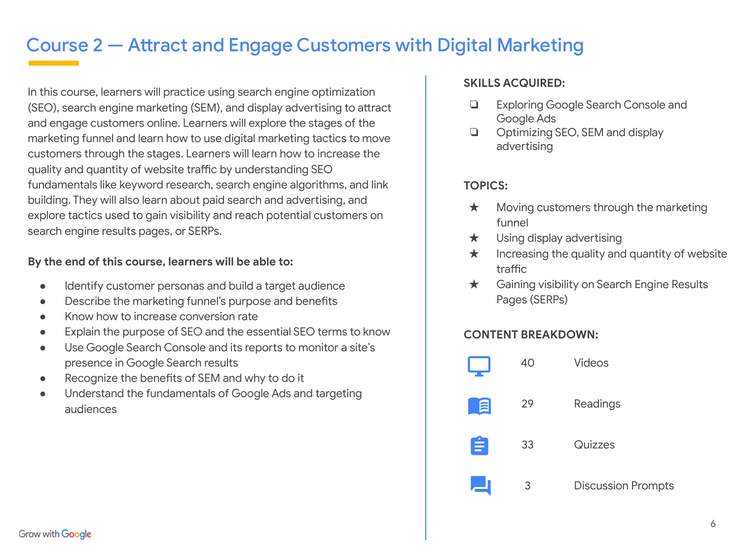# Course 2 — Attract and Engage Customers with Digital Marketing

In this course, learners will practice using search engine optimization (SEO), search engine marketing (SEM), and display advertising to attract and engage customers online. Learners will explore the stages of the marketing funnel and learn how to use digital marketing tactics to move customers through the stages. Learners will learn how to increase the quality and quantity of website traffic by understanding SEO fundamentals like keyword research, search engine algorithms, and link building. They will also learn about paid search and advertising, and explore tactics used to gain visibility and reach potential customers on search engine results pages, or SERPs.

**By the end of this course, learners will be able to:**

- Identify customer personas and build a target audience
- Describe the marketing funnel's purpose and benefits
- Know how to increase conversion rate
- Explain the purpose of SEO and the essential SEO terms to know
- Use Google Search Console and its reports to monitor a site's presence in Google Search results
- Recognize the benefits of SEM and why to do it
- Understand the fundamentals of Google Ads and targeting audiences

**SKILLS ACQUIRED:**

- Exploring Google Search Console and Google Ads
- Optimizing SEO, SEM and display advertising

**TOPICS:**

- Moving customers through the marketing funnel
- Using display advertising
- Increasing the quality and quantity of website traffic
- Gaining visibility on Search Engine Results Pages (SERPs)

**CONTENT BREAKDOWN:**

| Count | Type |
| --- | --- |
| 40 | Videos |
| 29 | Readings |
| 33 | Quizzes |
| 3 | Discussion Prompts |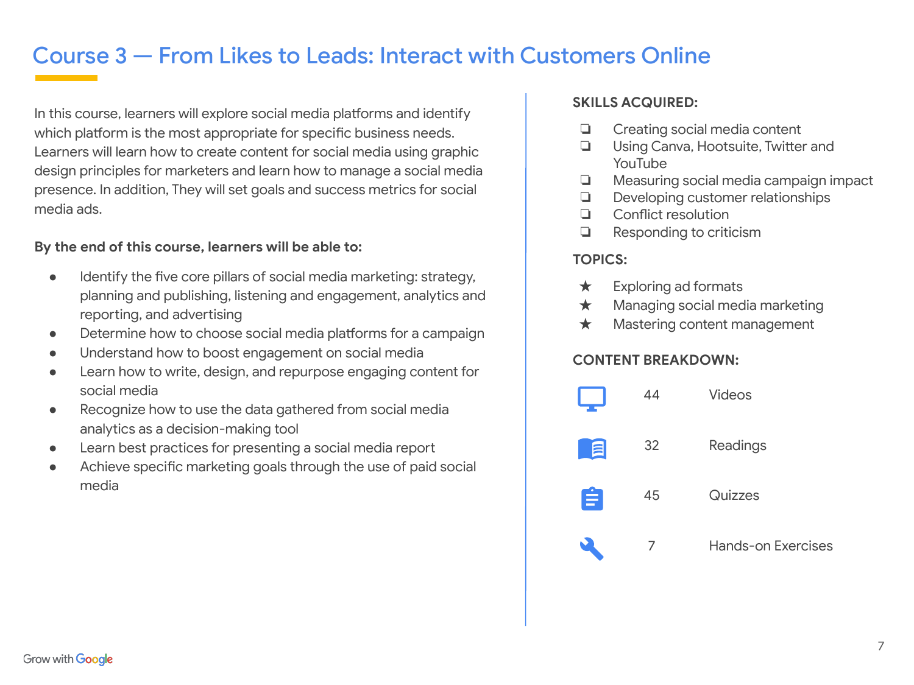# Course 3 — From Likes to Leads: Interact with Customers Online

In this course, learners will explore social media platforms and identify which platform is the most appropriate for specific business needs. Learners will learn how to create content for social media using graphic design principles for marketers and learn how to manage a social media presence. In addition, They will set goals and success metrics for social media ads.

**By the end of this course, learners will be able to:**

- Identify the five core pillars of social media marketing: strategy, planning and publishing, listening and engagement, analytics and reporting, and advertising
- Determine how to choose social media platforms for a campaign
- Understand how to boost engagement on social media
- Learn how to write, design, and repurpose engaging content for social media
- Recognize how to use the data gathered from social media analytics as a decision-making tool
- Learn best practices for presenting a social media report
- Achieve specific marketing goals through the use of paid social media

**SKILLS ACQUIRED:**

- Creating social media content
- Using Canva, Hootsuite, Twitter and YouTube
- Measuring social media campaign impact
- Developing customer relationships
- Conflict resolution
- Responding to criticism

**TOPICS:**

- Exploring ad formats
- Managing social media marketing
- Mastering content management

**CONTENT BREAKDOWN:**

| Count | Type |
| --- | --- |
| 44 | Videos |
| 32 | Readings |
| 45 | Quizzes |
| 7 | Hands-on Exercises |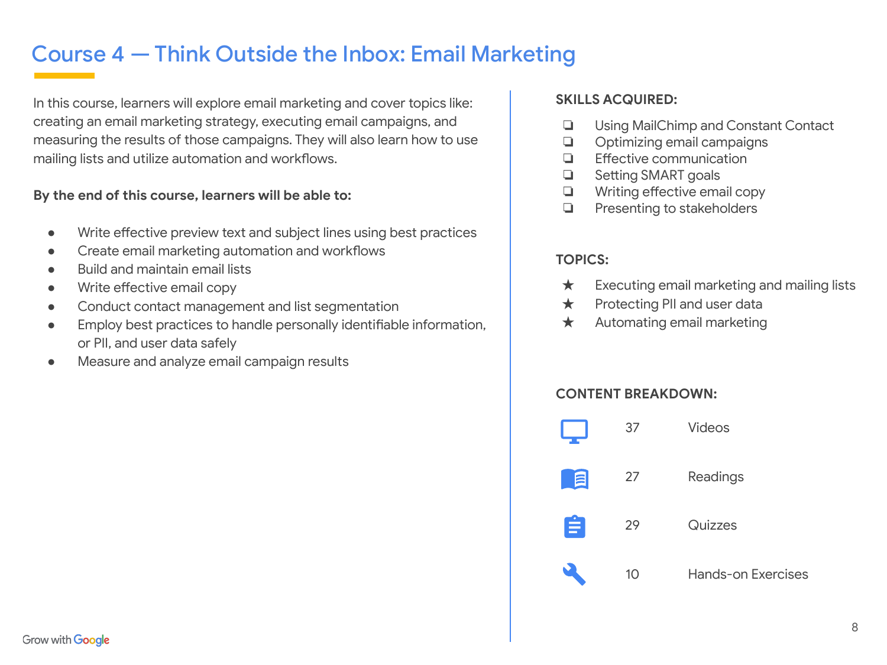# Course 4 — Think Outside the Inbox: Email Marketing

In this course, learners will explore email marketing and cover topics like: creating an email marketing strategy, executing email campaigns, and measuring the results of those campaigns. They will also learn how to use mailing lists and utilize automation and workflows.

**By the end of this course, learners will be able to:**

- Write effective preview text and subject lines using best practices
- Create email marketing automation and workflows
- Build and maintain email lists
- Write effective email copy
- Conduct contact management and list segmentation
- Employ best practices to handle personally identifiable information, or PII, and user data safely
- Measure and analyze email campaign results

**SKILLS ACQUIRED:**

- Using MailChimp and Constant Contact
- Optimizing email campaigns
- Effective communication
- Setting SMART goals
- Writing effective email copy
- Presenting to stakeholders

**TOPICS:**

- Executing email marketing and mailing lists
- Protecting PII and user data
- Automating email marketing

**CONTENT BREAKDOWN:**

| | |
|---|---|
| 37 | Videos |
| 27 | Readings |
| 29 | Quizzes |
| 10 | Hands-on Exercises |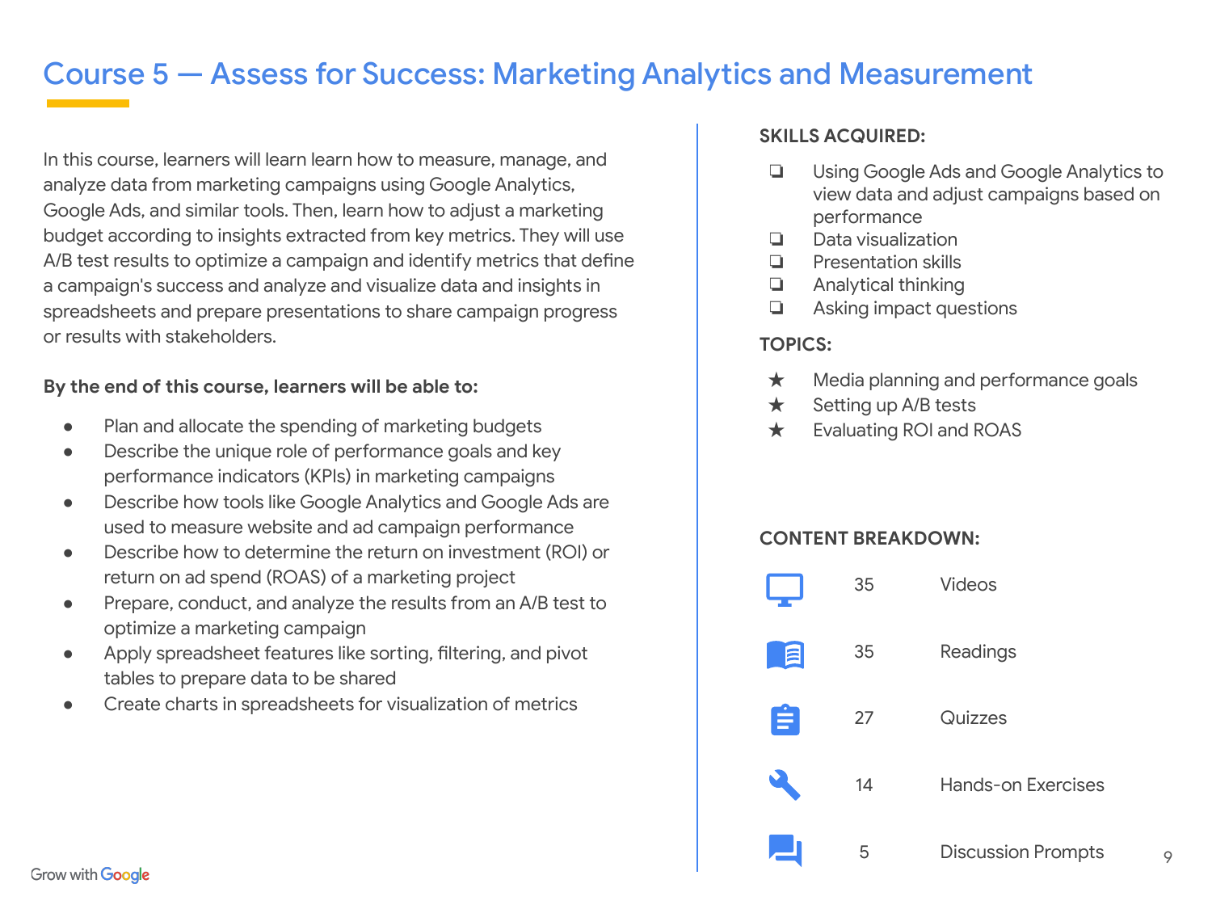# Course 5 — Assess for Success: Marketing Analytics and Measurement

In this course, learners will learn learn how to measure, manage, and analyze data from marketing campaigns using Google Analytics, Google Ads, and similar tools. Then, learn how to adjust a marketing budget according to insights extracted from key metrics. They will use A/B test results to optimize a campaign and identify metrics that define a campaign's success and analyze and visualize data and insights in spreadsheets and prepare presentations to share campaign progress or results with stakeholders.

**By the end of this course, learners will be able to:**

- Plan and allocate the spending of marketing budgets
- Describe the unique role of performance goals and key performance indicators (KPIs) in marketing campaigns
- Describe how tools like Google Analytics and Google Ads are used to measure website and ad campaign performance
- Describe how to determine the return on investment (ROI) or return on ad spend (ROAS) of a marketing project
- Prepare, conduct, and analyze the results from an A/B test to optimize a marketing campaign
- Apply spreadsheet features like sorting, filtering, and pivot tables to prepare data to be shared
- Create charts in spreadsheets for visualization of metrics

**SKILLS ACQUIRED:**

- ❏ Using Google Ads and Google Analytics to view data and adjust campaigns based on performance
- ❏ Data visualization
- ❏ Presentation skills
- ❏ Analytical thinking
- ❏ Asking impact questions

**TOPICS:**

- ★ Media planning and performance goals
- ★ Setting up A/B tests
- ★ Evaluating ROI and ROAS

**CONTENT BREAKDOWN:**

| Count | Type |
|---|---|
| 35 | Videos |
| 35 | Readings |
| 27 | Quizzes |
| 14 | Hands-on Exercises |
| 5 | Discussion Prompts |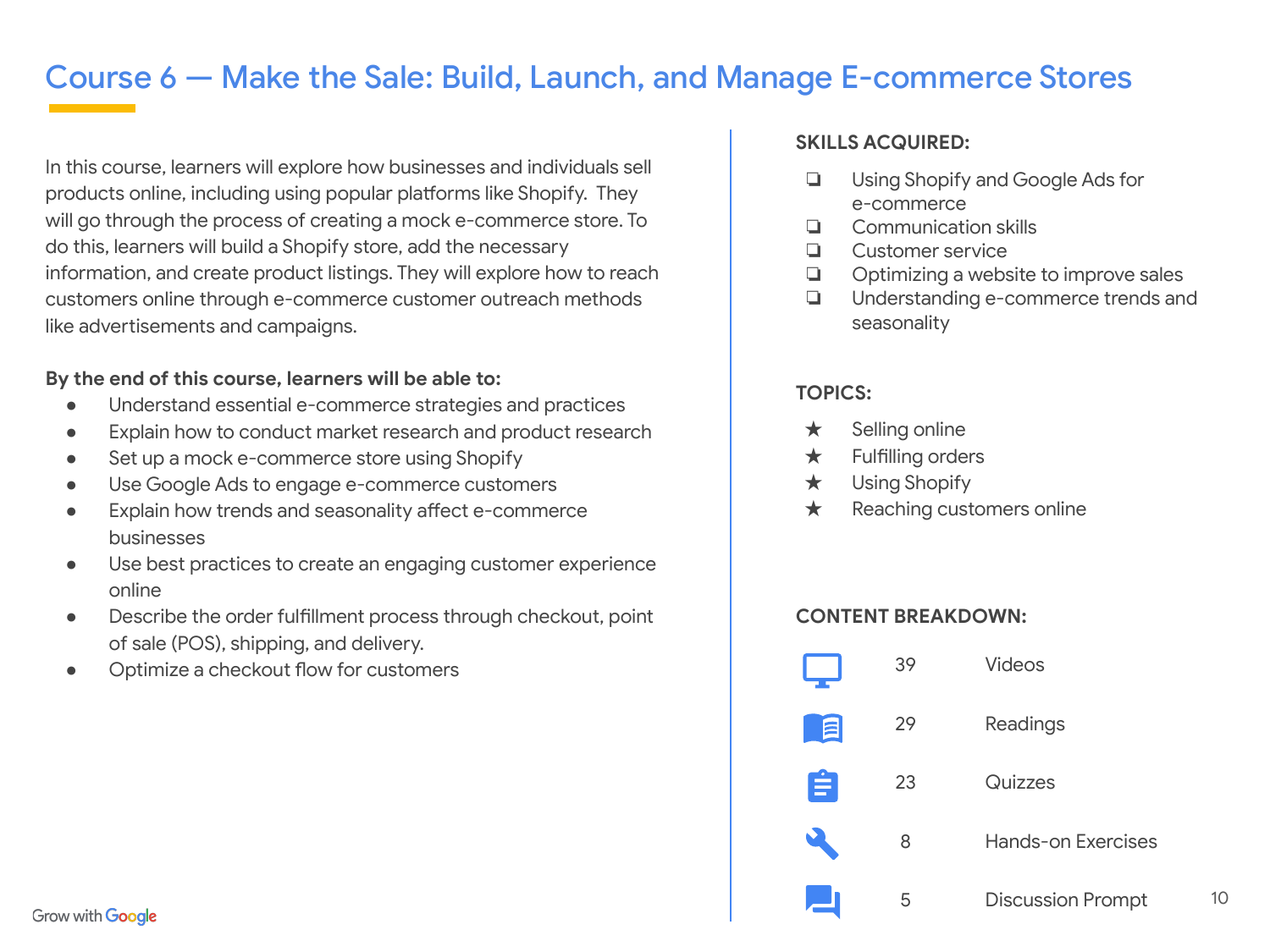# Course 6 — Make the Sale: Build, Launch, and Manage E-commerce Stores

In this course, learners will explore how businesses and individuals sell products online, including using popular platforms like Shopify. They will go through the process of creating a mock e-commerce store. To do this, learners will build a Shopify store, add the necessary information, and create product listings. They will explore how to reach customers online through e-commerce customer outreach methods like advertisements and campaigns.

**By the end of this course, learners will be able to:**

- Understand essential e-commerce strategies and practices
- Explain how to conduct market research and product research
- Set up a mock e-commerce store using Shopify
- Use Google Ads to engage e-commerce customers
- Explain how trends and seasonality affect e-commerce businesses
- Use best practices to create an engaging customer experience online
- Describe the order fulfillment process through checkout, point of sale (POS), shipping, and delivery.
- Optimize a checkout flow for customers

**SKILLS ACQUIRED:**

- ❏ Using Shopify and Google Ads for e-commerce
- ❏ Communication skills
- ❏ Customer service
- ❏ Optimizing a website to improve sales
- ❏ Understanding e-commerce trends and seasonality

**TOPICS:**

- ★ Selling online
- ★ Fulfilling orders
- ★ Using Shopify
- ★ Reaching customers online

**CONTENT BREAKDOWN:**

| Count | Type |
| --- | --- |
| 39 | Videos |
| 29 | Readings |
| 23 | Quizzes |
| 8 | Hands-on Exercises |
| 5 | Discussion Prompt |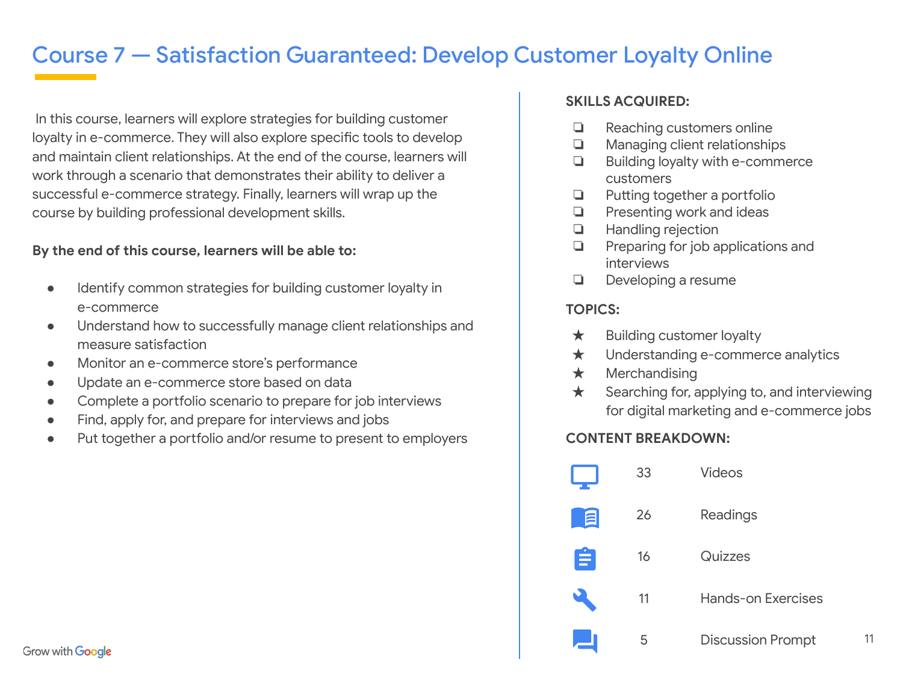# Course 7 — Satisfaction Guaranteed: Develop Customer Loyalty Online

In this course, learners will explore strategies for building customer loyalty in e-commerce. They will also explore specific tools to develop and maintain client relationships. At the end of the course, learners will work through a scenario that demonstrates their ability to deliver a successful e-commerce strategy. Finally, learners will wrap up the course by building professional development skills.

**By the end of this course, learners will be able to:**

- Identify common strategies for building customer loyalty in e-commerce
- Understand how to successfully manage client relationships and measure satisfaction
- Monitor an e-commerce store's performance
- Update an e-commerce store based on data
- Complete a portfolio scenario to prepare for job interviews
- Find, apply for, and prepare for interviews and jobs
- Put together a portfolio and/or resume to present to employers

**SKILLS ACQUIRED:**

- ❏ Reaching customers online
- ❏ Managing client relationships
- ❏ Building loyalty with e-commerce customers
- ❏ Putting together a portfolio
- ❏ Presenting work and ideas
- ❏ Handling rejection
- ❏ Preparing for job applications and interviews
- ❏ Developing a resume

**TOPICS:**

- ★ Building customer loyalty
- ★ Understanding e-commerce analytics
- ★ Merchandising
- ★ Searching for, applying to, and interviewing for digital marketing and e-commerce jobs

**CONTENT BREAKDOWN:**

| | |
|---|---|
| 33 | Videos |
| 26 | Readings |
| 16 | Quizzes |
| 11 | Hands-on Exercises |
| 5 | Discussion Prompt |